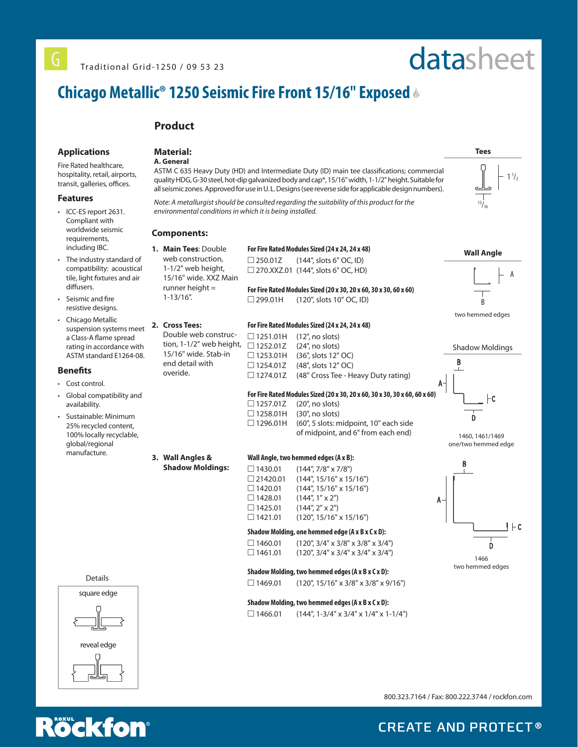G Traditional Grid-1250 / 09 53 23

datasheet

# Chicago Metallic® 1250 Seismic Fire Front 15/16" Exposed

## Applications

Fire Rated healthcare, hospitality, retail, airports, transit, galleries, offices.

## Features

- ICC-ES report 2631. Compliant with worldwide seismic requirements, including IBC.
- The industry standard of compatibility: acoustical tile, light fixtures and air diffusers.
- Seismic and fire resistive designs.
- Chicago Metallic suspension systems meet a Class-A flame spread rating in accordance with ASTM standard E1264-08.

## Benefits

- Cost control.
- Global compatibility and availability.
- Sustainable: Minimum 25% recycled content, 100% locally recyclable, global/regional manufacture.

Details

square edge

reveal edge

## Product

### Material:

**A. General**

ASTM C 635 Heavy Duty (HD) and Intermediate Duty (ID) main tee classifications; commercial quality HDG, G-30 steel, hot-dip galvanized body and cap*, 15/16" width, 1-1/2" height. Suitable for all seismic zones. Approved for use in U. L. Designs (see reverse side for applicable design numbers).

*Note: A metallurgist should be consulted regarding the suitability of this product for the environmental conditions in which it is being installed.*

Tees: 1 1/2, 15/16

Wall Angle: A, B — two hemmed edges

Shadow Moldings: A, B, C, D — 1460, 1461/1469 one/two hemmed edge

A, B, C, D — 1466 two hemmed edges

### Components:

**1. Main Tees**: Double web construction, 1-1/2" web height, 15/16" wide. XXZ Main runner height = 1-13/16".

**For Fire Rated Modules Sized (24 x 24, 24 x 48)**

- ☐ 250.01Z (144", slots 6" OC, ID)
- ☐ 270.XXZ.01 (144", slots 6" OC, HD)

**For Fire Rated Modules Sized (20 x 30, 20 x 60, 30 x 30, 60 x 60)**

- ☐ 299.01H (120", slots 10" OC, ID)

**2. Cross Tees:** Double web construction, 1-1/2" web height, 15/16" wide. Stab-in end detail with overide.

**For Fire Rated Modules Sized (24 x 24, 24 x 48)**

- ☐ 1251.01H (12", no slots)
- ☐ 1252.01Z (24", no slots)
- ☐ 1253.01H (36", slots 12" OC)
- ☐ 1254.01Z (48", slots 12" OC)
- ☐ 1274.01Z (48" Cross Tee - Heavy Duty rating)

**For Fire Rated Modules Sized (20 x 30, 20 x 60, 30 x 30, 30 x 60, 60 x 60)**

- ☐ 1257.01Z (20", no slots)
- ☐ 1258.01H (30", no slots)
- ☐ 1296.01H (60", 5 slots: midpoint, 10" each side of midpoint, and 6" from each end)

**3. Wall Angles & Shadow Moldings:**

**Wall Angle, two hemmed edges (A x B):**

- ☐ 1430.01 (144", 7/8" x 7/8")
- ☐ 21420.01 (144", 15/16" x 15/16")
- ☐ 1420.01 (144", 15/16" x 15/16")
- ☐ 1428.01 (144", 1" x 2")
- ☐ 1425.01 (144", 2" x 2")
- ☐ 1421.01 (120", 15/16" x 15/16")

**Shadow Molding, one hemmed edge (A x B x C x D):**

- ☐ 1460.01 (120", 3/4" x 3/8" x 3/8" x 3/4")
- ☐ 1461.01 (120", 3/4" x 3/4" x 3/4" x 3/4")

**Shadow Molding, two hemmed edges (A x B x C x D):**

- ☐ 1469.01 (120", 15/16" x 3/8" x 3/8" x 9/16")

**Shadow Molding, two hemmed edges (A x B x C x D):**

- ☐ 1466.01 (144", 1-3/4" x 3/4" x 1/4" x 1-1/4")

800.323.7164 / Fax: 800.222.3744 / rockfon.com

Rockfon — CREATE AND PROTECT®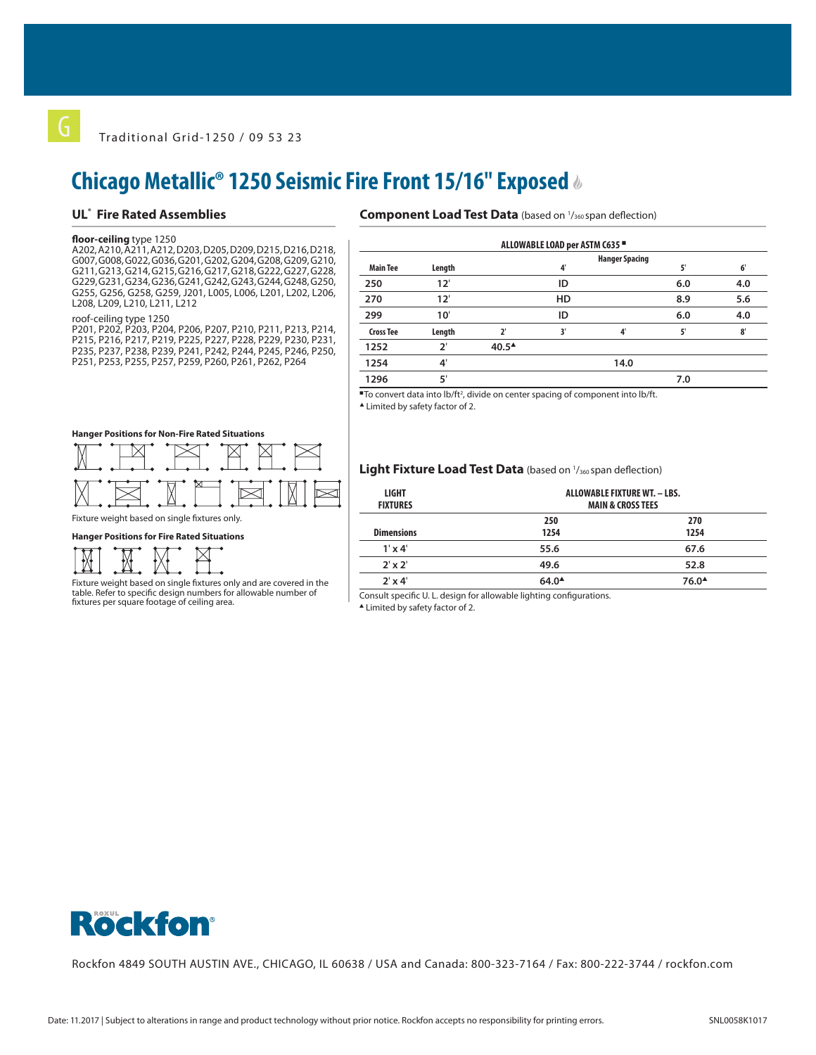G

Traditional Grid-1250 / 09 53 23

# Chicago Metallic® 1250 Seismic Fire Front 15/16" Exposed

## UL® Fire Rated Assemblies

**floor-ceiling** type 1250
A202, A210, A211, A212, D203, D205, D209, D215, D216, D218, G007, G008, G022, G036, G201, G202, G204, G208, G209, G210, G211, G213, G214, G215, G216, G217, G218, G222, G227, G228, G229, G231, G234, G236, G241, G242, G243, G244, G248, G250, G255, G256, G258, G259, J201, L005, L006, L201, L202, L206, L208, L209, L210, L211, L212

roof-ceiling type 1250
P201, P202, P203, P204, P206, P207, P210, P211, P213, P214, P215, P216, P217, P219, P225, P227, P228, P229, P230, P231, P235, P237, P238, P239, P241, P242, P244, P245, P246, P250, P251, P253, P255, P257, P259, P260, P261, P262, P264

**Hanger Positions for Non-Fire Rated Situations**

Fixture weight based on single fixtures only.

**Hanger Positions for Fire Rated Situations**

Fixture weight based on single fixtures only and are covered in the table. Refer to specific design numbers for allowable number of fixtures per square footage of ceiling area.

## Component Load Test Data (based on 1/360 span deflection)

**ALLOWABLE LOAD per ASTM C635 ■**

| Main Tee | Length | | 4' | | 5' | 6' |
|---|---|---|---|---|---|---|
| 250 | 12' | | ID | | 6.0 | 4.0 |
| 270 | 12' | | HD | | 8.9 | 5.6 |
| 299 | 10' | | ID | | 6.0 | 4.0 |
| **Cross Tee** | **Length** | **2'** | **3'** | **4'** | **5'** | **8'** |
| 1252 | 2' | 40.5▲ | | | | |
| 1254 | 4' | | | 14.0 | | |
| 1296 | 5' | | | | 7.0 | |

(Main Tee columns 4', 5', 6' are under "Hanger Spacing".)

■ To convert data into lb/ft², divide on center spacing of component into lb/ft.
▲ Limited by safety factor of 2.

## Light Fixture Load Test Data (based on 1/360 span deflection)

| LIGHT FIXTURES | ALLOWABLE FIXTURE WT. – LBS. MAIN & CROSS TEES | |
|---|---|---|
| Dimensions | 250 / 1254 | 270 / 1254 |
| 1' x 4' | 55.6 | 67.6 |
| 2' x 2' | 49.6 | 52.8 |
| 2' x 4' | 64.0▲ | 76.0▲ |

Consult specific U. L. design for allowable lighting configurations.
▲ Limited by safety factor of 2.

Rockfon 4849 SOUTH AUSTIN AVE., CHICAGO, IL 60638 / USA and Canada: 800-323-7164 / Fax: 800-222-3744 / rockfon.com

Date: 11.2017 | Subject to alterations in range and product technology without prior notice. Rockfon accepts no responsibility for printing errors. SNL0058K1017